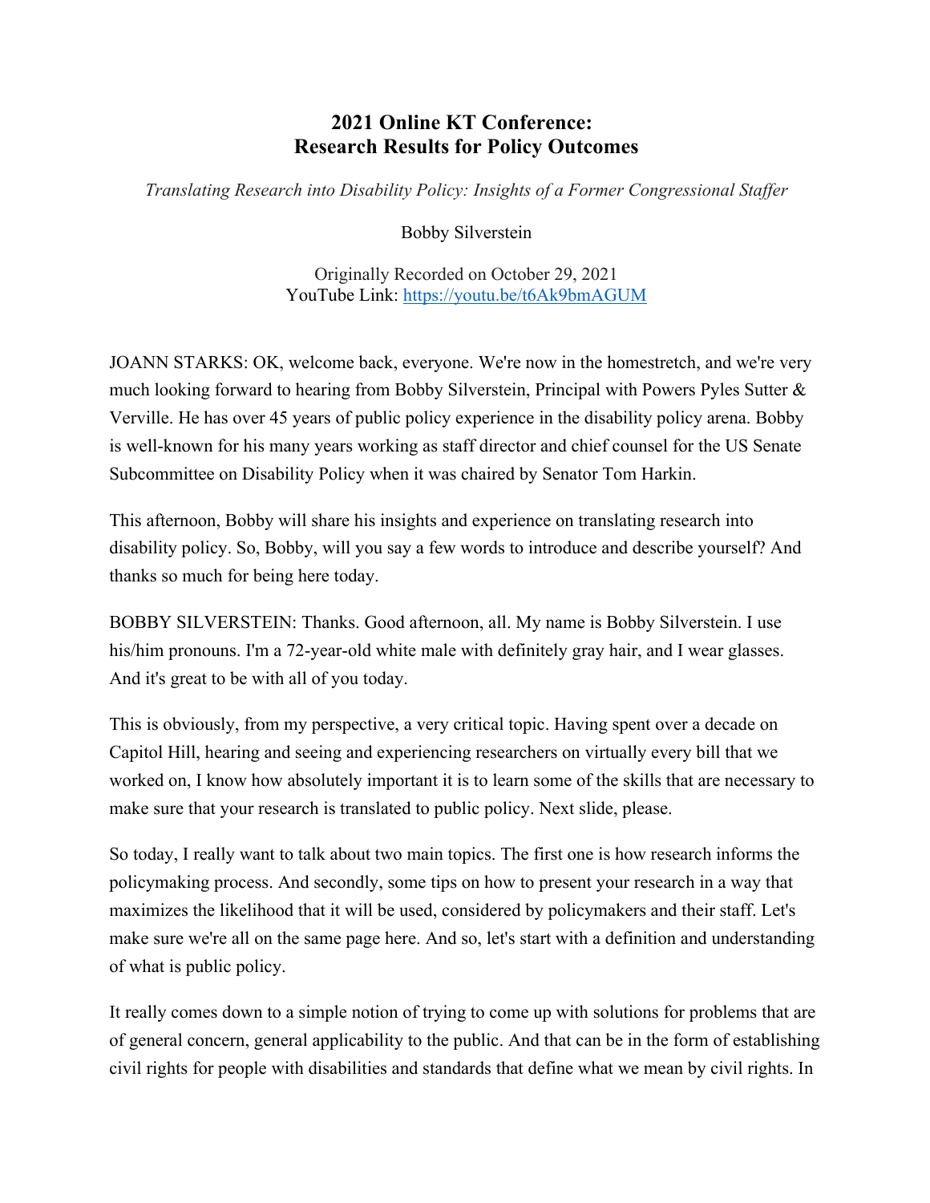# 2021 Online KT Conference: Research Results for Policy Outcomes

*Translating Research into Disability Policy: Insights of a Former Congressional Staffer*

Bobby Silverstein

Originally Recorded on October 29, 2021
YouTube Link: [https://youtu.be/t6Ak9bmAGUM](https://youtu.be/t6Ak9bmAGUM)

JOANN STARKS: OK, welcome back, everyone. We're now in the homestretch, and we're very much looking forward to hearing from Bobby Silverstein, Principal with Powers Pyles Sutter & Verville. He has over 45 years of public policy experience in the disability policy arena. Bobby is well-known for his many years working as staff director and chief counsel for the US Senate Subcommittee on Disability Policy when it was chaired by Senator Tom Harkin.

This afternoon, Bobby will share his insights and experience on translating research into disability policy. So, Bobby, will you say a few words to introduce and describe yourself? And thanks so much for being here today.

BOBBY SILVERSTEIN: Thanks. Good afternoon, all. My name is Bobby Silverstein. I use his/him pronouns. I'm a 72-year-old white male with definitely gray hair, and I wear glasses. And it's great to be with all of you today.

This is obviously, from my perspective, a very critical topic. Having spent over a decade on Capitol Hill, hearing and seeing and experiencing researchers on virtually every bill that we worked on, I know how absolutely important it is to learn some of the skills that are necessary to make sure that your research is translated to public policy. Next slide, please.

So today, I really want to talk about two main topics. The first one is how research informs the policymaking process. And secondly, some tips on how to present your research in a way that maximizes the likelihood that it will be used, considered by policymakers and their staff. Let's make sure we're all on the same page here. And so, let's start with a definition and understanding of what is public policy.

It really comes down to a simple notion of trying to come up with solutions for problems that are of general concern, general applicability to the public. And that can be in the form of establishing civil rights for people with disabilities and standards that define what we mean by civil rights. In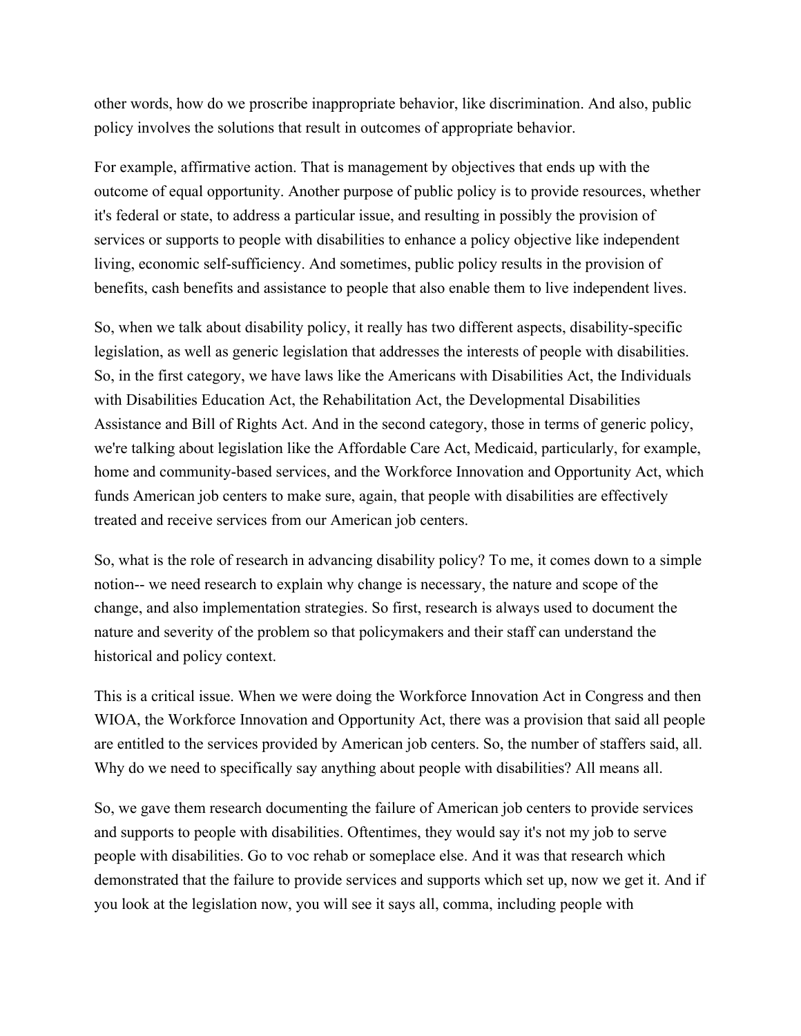other words, how do we proscribe inappropriate behavior, like discrimination. And also, public policy involves the solutions that result in outcomes of appropriate behavior.

For example, affirmative action. That is management by objectives that ends up with the outcome of equal opportunity. Another purpose of public policy is to provide resources, whether it's federal or state, to address a particular issue, and resulting in possibly the provision of services or supports to people with disabilities to enhance a policy objective like independent living, economic self-sufficiency. And sometimes, public policy results in the provision of benefits, cash benefits and assistance to people that also enable them to live independent lives.

So, when we talk about disability policy, it really has two different aspects, disability-specific legislation, as well as generic legislation that addresses the interests of people with disabilities. So, in the first category, we have laws like the Americans with Disabilities Act, the Individuals with Disabilities Education Act, the Rehabilitation Act, the Developmental Disabilities Assistance and Bill of Rights Act. And in the second category, those in terms of generic policy, we're talking about legislation like the Affordable Care Act, Medicaid, particularly, for example, home and community-based services, and the Workforce Innovation and Opportunity Act, which funds American job centers to make sure, again, that people with disabilities are effectively treated and receive services from our American job centers.

So, what is the role of research in advancing disability policy? To me, it comes down to a simple notion-- we need research to explain why change is necessary, the nature and scope of the change, and also implementation strategies. So first, research is always used to document the nature and severity of the problem so that policymakers and their staff can understand the historical and policy context.

This is a critical issue. When we were doing the Workforce Innovation Act in Congress and then WIOA, the Workforce Innovation and Opportunity Act, there was a provision that said all people are entitled to the services provided by American job centers. So, the number of staffers said, all. Why do we need to specifically say anything about people with disabilities? All means all.

So, we gave them research documenting the failure of American job centers to provide services and supports to people with disabilities. Oftentimes, they would say it's not my job to serve people with disabilities. Go to voc rehab or someplace else. And it was that research which demonstrated that the failure to provide services and supports which set up, now we get it. And if you look at the legislation now, you will see it says all, comma, including people with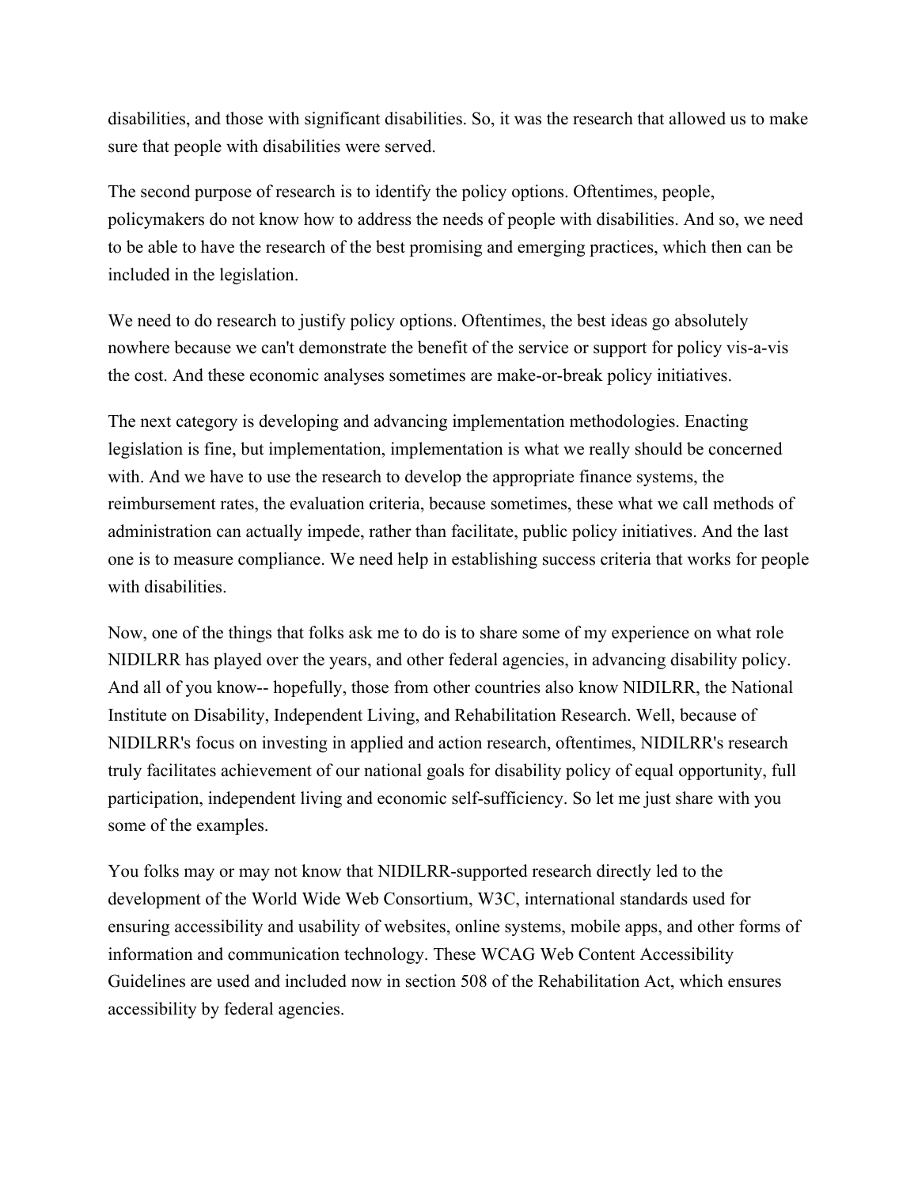disabilities, and those with significant disabilities. So, it was the research that allowed us to make sure that people with disabilities were served.

The second purpose of research is to identify the policy options. Oftentimes, people, policymakers do not know how to address the needs of people with disabilities. And so, we need to be able to have the research of the best promising and emerging practices, which then can be included in the legislation.

We need to do research to justify policy options. Oftentimes, the best ideas go absolutely nowhere because we can't demonstrate the benefit of the service or support for policy vis-a-vis the cost. And these economic analyses sometimes are make-or-break policy initiatives.

The next category is developing and advancing implementation methodologies. Enacting legislation is fine, but implementation, implementation is what we really should be concerned with. And we have to use the research to develop the appropriate finance systems, the reimbursement rates, the evaluation criteria, because sometimes, these what we call methods of administration can actually impede, rather than facilitate, public policy initiatives. And the last one is to measure compliance. We need help in establishing success criteria that works for people with disabilities.

Now, one of the things that folks ask me to do is to share some of my experience on what role NIDILRR has played over the years, and other federal agencies, in advancing disability policy. And all of you know-- hopefully, those from other countries also know NIDILRR, the National Institute on Disability, Independent Living, and Rehabilitation Research. Well, because of NIDILRR's focus on investing in applied and action research, oftentimes, NIDILRR's research truly facilitates achievement of our national goals for disability policy of equal opportunity, full participation, independent living and economic self-sufficiency. So let me just share with you some of the examples.

You folks may or may not know that NIDILRR-supported research directly led to the development of the World Wide Web Consortium, W3C, international standards used for ensuring accessibility and usability of websites, online systems, mobile apps, and other forms of information and communication technology. These WCAG Web Content Accessibility Guidelines are used and included now in section 508 of the Rehabilitation Act, which ensures accessibility by federal agencies.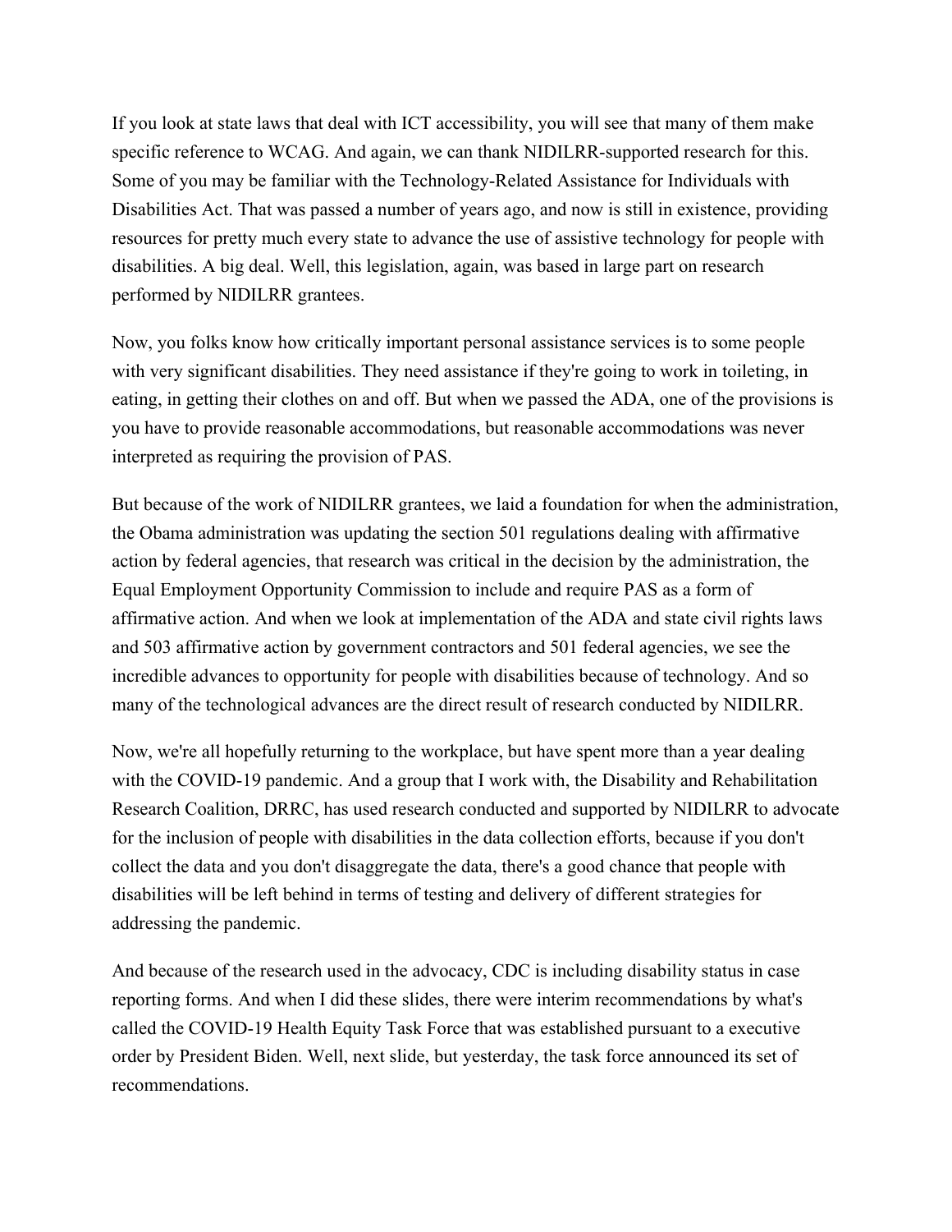If you look at state laws that deal with ICT accessibility, you will see that many of them make specific reference to WCAG. And again, we can thank NIDILRR-supported research for this. Some of you may be familiar with the Technology-Related Assistance for Individuals with Disabilities Act. That was passed a number of years ago, and now is still in existence, providing resources for pretty much every state to advance the use of assistive technology for people with disabilities. A big deal. Well, this legislation, again, was based in large part on research performed by NIDILRR grantees.

Now, you folks know how critically important personal assistance services is to some people with very significant disabilities. They need assistance if they're going to work in toileting, in eating, in getting their clothes on and off. But when we passed the ADA, one of the provisions is you have to provide reasonable accommodations, but reasonable accommodations was never interpreted as requiring the provision of PAS.

But because of the work of NIDILRR grantees, we laid a foundation for when the administration, the Obama administration was updating the section 501 regulations dealing with affirmative action by federal agencies, that research was critical in the decision by the administration, the Equal Employment Opportunity Commission to include and require PAS as a form of affirmative action. And when we look at implementation of the ADA and state civil rights laws and 503 affirmative action by government contractors and 501 federal agencies, we see the incredible advances to opportunity for people with disabilities because of technology. And so many of the technological advances are the direct result of research conducted by NIDILRR.

Now, we're all hopefully returning to the workplace, but have spent more than a year dealing with the COVID-19 pandemic. And a group that I work with, the Disability and Rehabilitation Research Coalition, DRRC, has used research conducted and supported by NIDILRR to advocate for the inclusion of people with disabilities in the data collection efforts, because if you don't collect the data and you don't disaggregate the data, there's a good chance that people with disabilities will be left behind in terms of testing and delivery of different strategies for addressing the pandemic.

And because of the research used in the advocacy, CDC is including disability status in case reporting forms. And when I did these slides, there were interim recommendations by what's called the COVID-19 Health Equity Task Force that was established pursuant to a executive order by President Biden. Well, next slide, but yesterday, the task force announced its set of recommendations.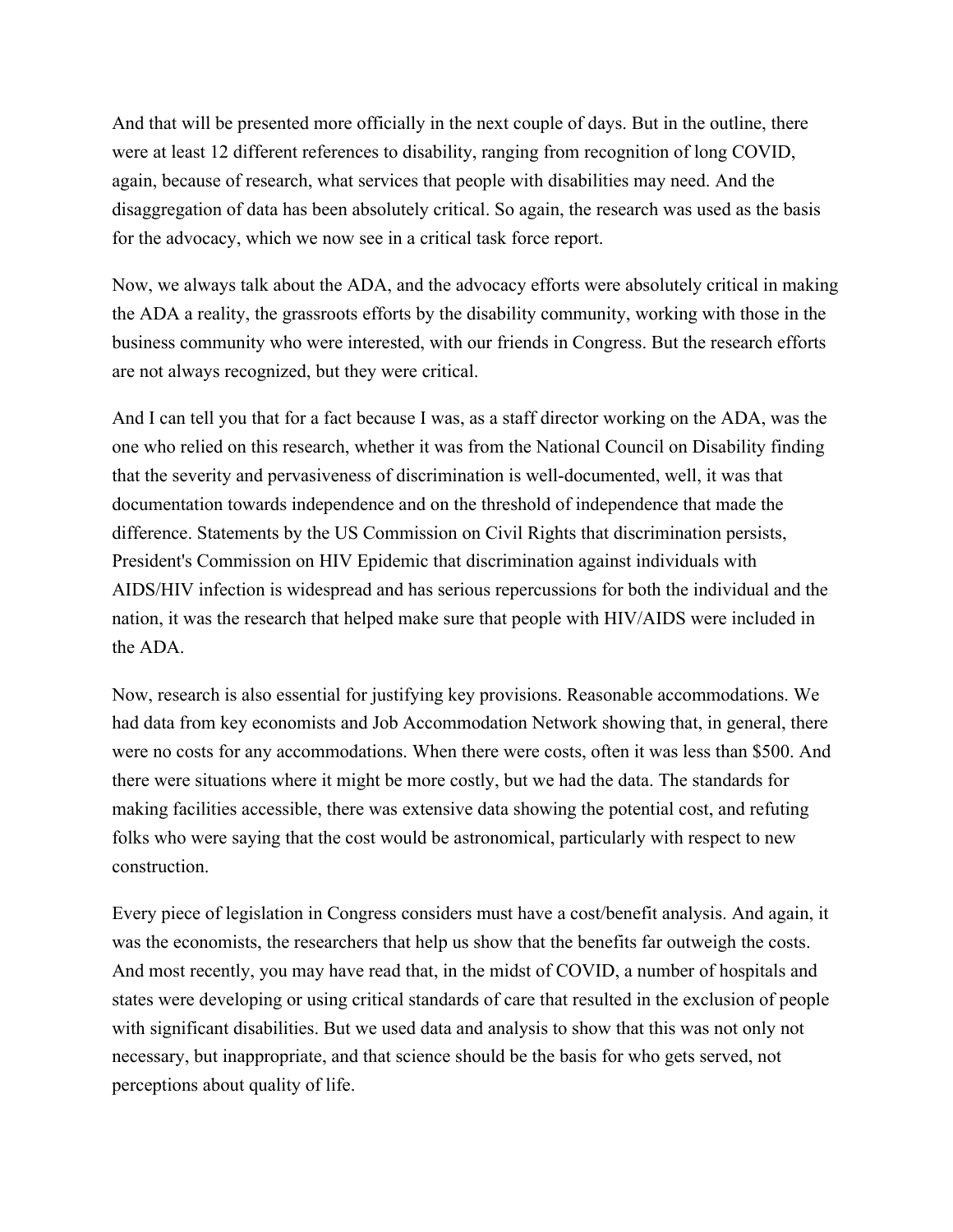And that will be presented more officially in the next couple of days. But in the outline, there were at least 12 different references to disability, ranging from recognition of long COVID, again, because of research, what services that people with disabilities may need. And the disaggregation of data has been absolutely critical. So again, the research was used as the basis for the advocacy, which we now see in a critical task force report.

Now, we always talk about the ADA, and the advocacy efforts were absolutely critical in making the ADA a reality, the grassroots efforts by the disability community, working with those in the business community who were interested, with our friends in Congress. But the research efforts are not always recognized, but they were critical.

And I can tell you that for a fact because I was, as a staff director working on the ADA, was the one who relied on this research, whether it was from the National Council on Disability finding that the severity and pervasiveness of discrimination is well-documented, well, it was that documentation towards independence and on the threshold of independence that made the difference. Statements by the US Commission on Civil Rights that discrimination persists, President's Commission on HIV Epidemic that discrimination against individuals with AIDS/HIV infection is widespread and has serious repercussions for both the individual and the nation, it was the research that helped make sure that people with HIV/AIDS were included in the ADA.

Now, research is also essential for justifying key provisions. Reasonable accommodations. We had data from key economists and Job Accommodation Network showing that, in general, there were no costs for any accommodations. When there were costs, often it was less than $500. And there were situations where it might be more costly, but we had the data. The standards for making facilities accessible, there was extensive data showing the potential cost, and refuting folks who were saying that the cost would be astronomical, particularly with respect to new construction.

Every piece of legislation in Congress considers must have a cost/benefit analysis. And again, it was the economists, the researchers that help us show that the benefits far outweigh the costs. And most recently, you may have read that, in the midst of COVID, a number of hospitals and states were developing or using critical standards of care that resulted in the exclusion of people with significant disabilities. But we used data and analysis to show that this was not only not necessary, but inappropriate, and that science should be the basis for who gets served, not perceptions about quality of life.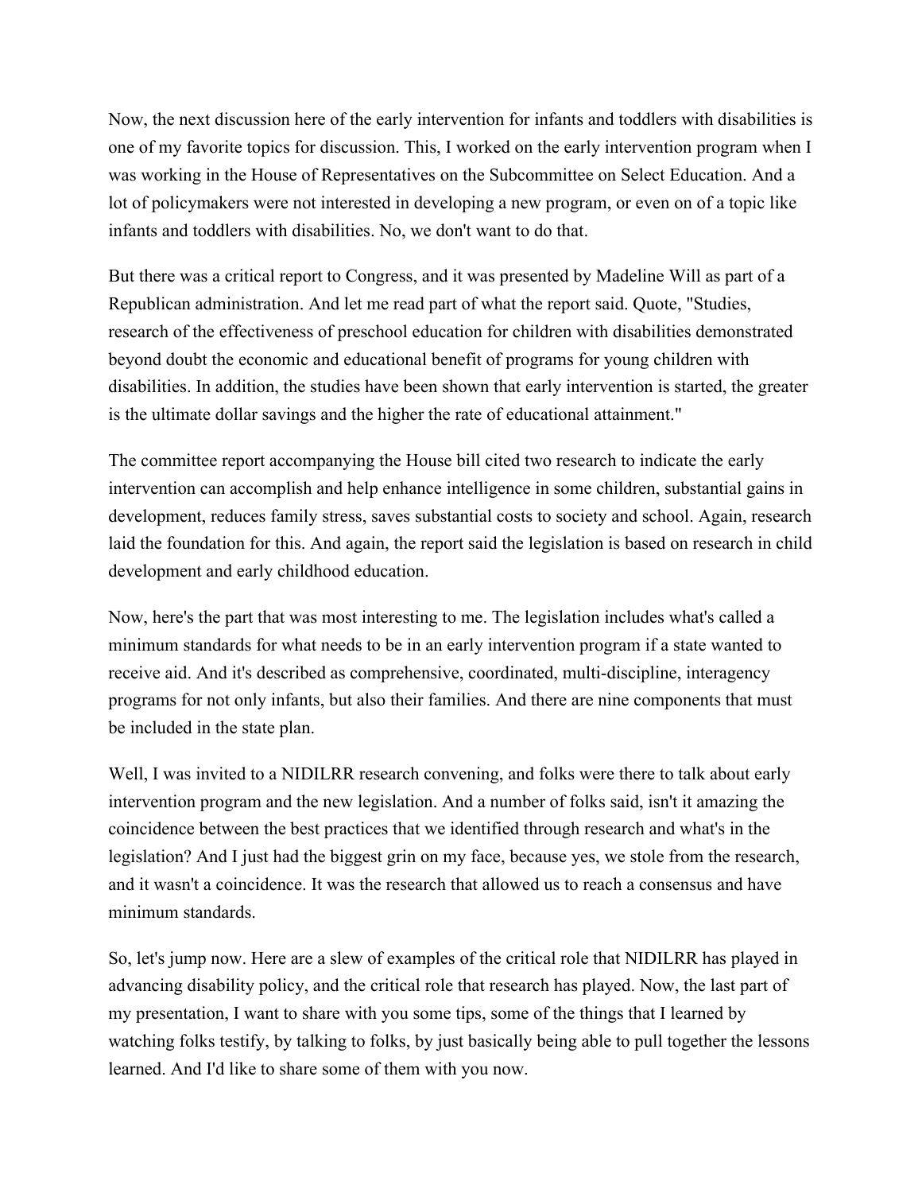Now, the next discussion here of the early intervention for infants and toddlers with disabilities is one of my favorite topics for discussion. This, I worked on the early intervention program when I was working in the House of Representatives on the Subcommittee on Select Education. And a lot of policymakers were not interested in developing a new program, or even on of a topic like infants and toddlers with disabilities. No, we don't want to do that.

But there was a critical report to Congress, and it was presented by Madeline Will as part of a Republican administration. And let me read part of what the report said. Quote, "Studies, research of the effectiveness of preschool education for children with disabilities demonstrated beyond doubt the economic and educational benefit of programs for young children with disabilities. In addition, the studies have been shown that early intervention is started, the greater is the ultimate dollar savings and the higher the rate of educational attainment."

The committee report accompanying the House bill cited two research to indicate the early intervention can accomplish and help enhance intelligence in some children, substantial gains in development, reduces family stress, saves substantial costs to society and school. Again, research laid the foundation for this. And again, the report said the legislation is based on research in child development and early childhood education.

Now, here's the part that was most interesting to me. The legislation includes what's called a minimum standards for what needs to be in an early intervention program if a state wanted to receive aid. And it's described as comprehensive, coordinated, multi-discipline, interagency programs for not only infants, but also their families. And there are nine components that must be included in the state plan.

Well, I was invited to a NIDILRR research convening, and folks were there to talk about early intervention program and the new legislation. And a number of folks said, isn't it amazing the coincidence between the best practices that we identified through research and what's in the legislation? And I just had the biggest grin on my face, because yes, we stole from the research, and it wasn't a coincidence. It was the research that allowed us to reach a consensus and have minimum standards.

So, let's jump now. Here are a slew of examples of the critical role that NIDILRR has played in advancing disability policy, and the critical role that research has played. Now, the last part of my presentation, I want to share with you some tips, some of the things that I learned by watching folks testify, by talking to folks, by just basically being able to pull together the lessons learned. And I'd like to share some of them with you now.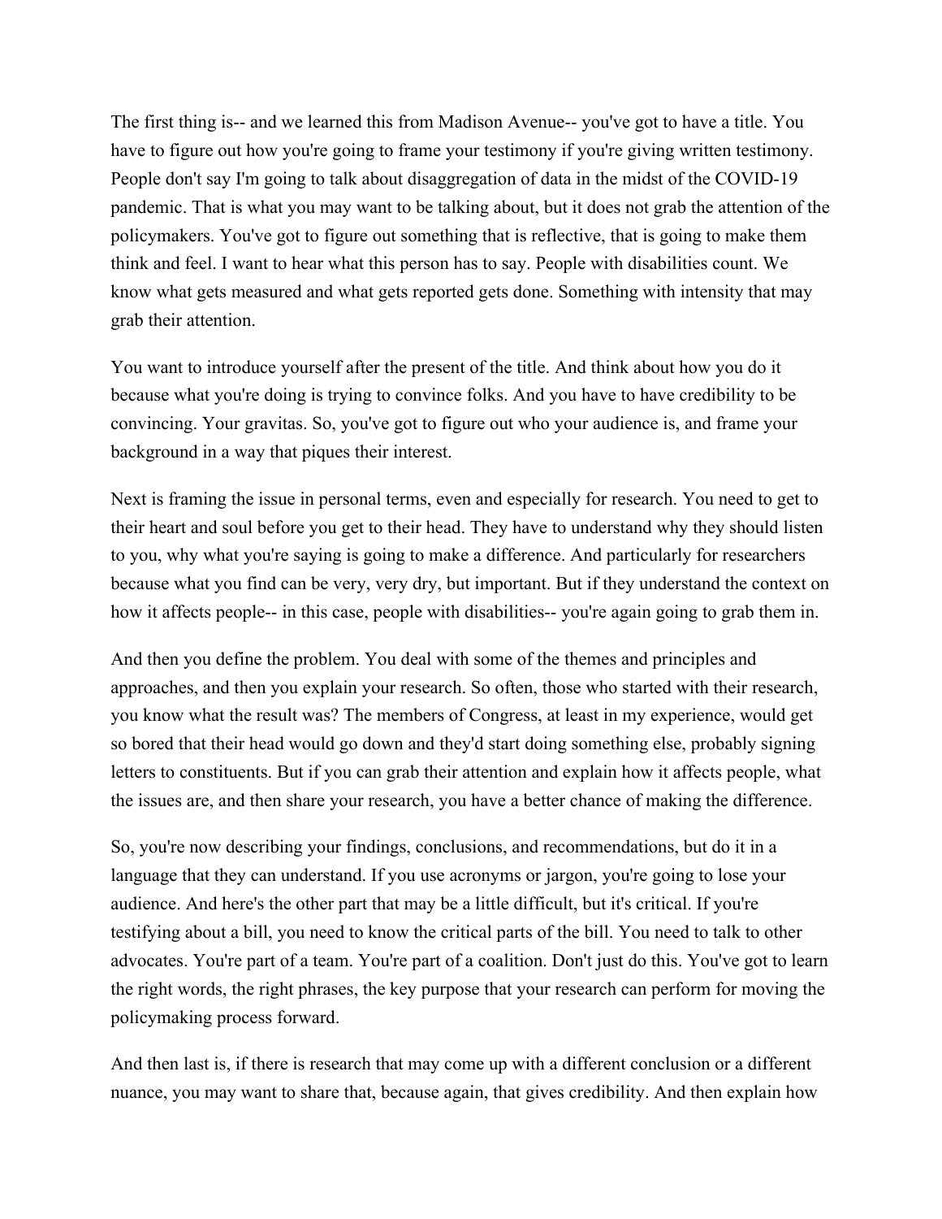The first thing is-- and we learned this from Madison Avenue-- you've got to have a title. You have to figure out how you're going to frame your testimony if you're giving written testimony. People don't say I'm going to talk about disaggregation of data in the midst of the COVID-19 pandemic. That is what you may want to be talking about, but it does not grab the attention of the policymakers. You've got to figure out something that is reflective, that is going to make them think and feel. I want to hear what this person has to say. People with disabilities count. We know what gets measured and what gets reported gets done. Something with intensity that may grab their attention.

You want to introduce yourself after the present of the title. And think about how you do it because what you're doing is trying to convince folks. And you have to have credibility to be convincing. Your gravitas. So, you've got to figure out who your audience is, and frame your background in a way that piques their interest.

Next is framing the issue in personal terms, even and especially for research. You need to get to their heart and soul before you get to their head. They have to understand why they should listen to you, why what you're saying is going to make a difference. And particularly for researchers because what you find can be very, very dry, but important. But if they understand the context on how it affects people-- in this case, people with disabilities-- you're again going to grab them in.

And then you define the problem. You deal with some of the themes and principles and approaches, and then you explain your research. So often, those who started with their research, you know what the result was? The members of Congress, at least in my experience, would get so bored that their head would go down and they'd start doing something else, probably signing letters to constituents. But if you can grab their attention and explain how it affects people, what the issues are, and then share your research, you have a better chance of making the difference.

So, you're now describing your findings, conclusions, and recommendations, but do it in a language that they can understand. If you use acronyms or jargon, you're going to lose your audience. And here's the other part that may be a little difficult, but it's critical. If you're testifying about a bill, you need to know the critical parts of the bill. You need to talk to other advocates. You're part of a team. You're part of a coalition. Don't just do this. You've got to learn the right words, the right phrases, the key purpose that your research can perform for moving the policymaking process forward.

And then last is, if there is research that may come up with a different conclusion or a different nuance, you may want to share that, because again, that gives credibility. And then explain how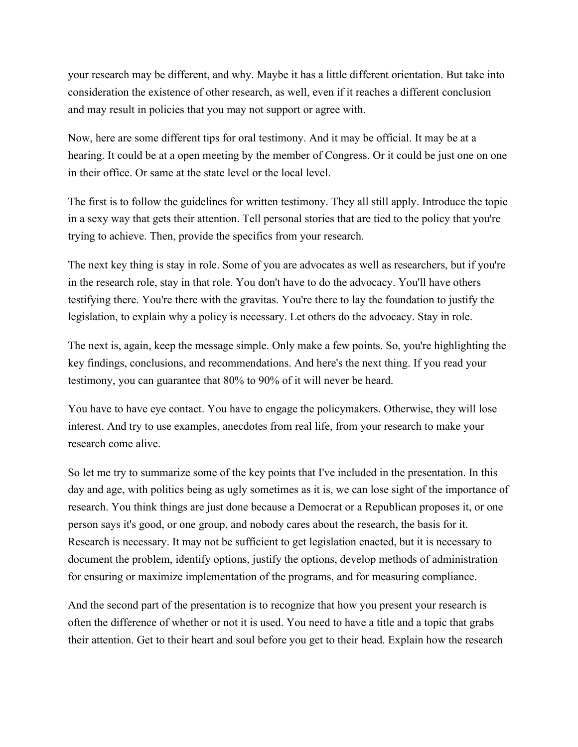your research may be different, and why. Maybe it has a little different orientation. But take into consideration the existence of other research, as well, even if it reaches a different conclusion and may result in policies that you may not support or agree with.

Now, here are some different tips for oral testimony. And it may be official. It may be at a hearing. It could be at a open meeting by the member of Congress. Or it could be just one on one in their office. Or same at the state level or the local level.

The first is to follow the guidelines for written testimony. They all still apply. Introduce the topic in a sexy way that gets their attention. Tell personal stories that are tied to the policy that you're trying to achieve. Then, provide the specifics from your research.

The next key thing is stay in role. Some of you are advocates as well as researchers, but if you're in the research role, stay in that role. You don't have to do the advocacy. You'll have others testifying there. You're there with the gravitas. You're there to lay the foundation to justify the legislation, to explain why a policy is necessary. Let others do the advocacy. Stay in role.

The next is, again, keep the message simple. Only make a few points. So, you're highlighting the key findings, conclusions, and recommendations. And here's the next thing. If you read your testimony, you can guarantee that 80% to 90% of it will never be heard.

You have to have eye contact. You have to engage the policymakers. Otherwise, they will lose interest. And try to use examples, anecdotes from real life, from your research to make your research come alive.

So let me try to summarize some of the key points that I've included in the presentation. In this day and age, with politics being as ugly sometimes as it is, we can lose sight of the importance of research. You think things are just done because a Democrat or a Republican proposes it, or one person says it's good, or one group, and nobody cares about the research, the basis for it. Research is necessary. It may not be sufficient to get legislation enacted, but it is necessary to document the problem, identify options, justify the options, develop methods of administration for ensuring or maximize implementation of the programs, and for measuring compliance.

And the second part of the presentation is to recognize that how you present your research is often the difference of whether or not it is used. You need to have a title and a topic that grabs their attention. Get to their heart and soul before you get to their head. Explain how the research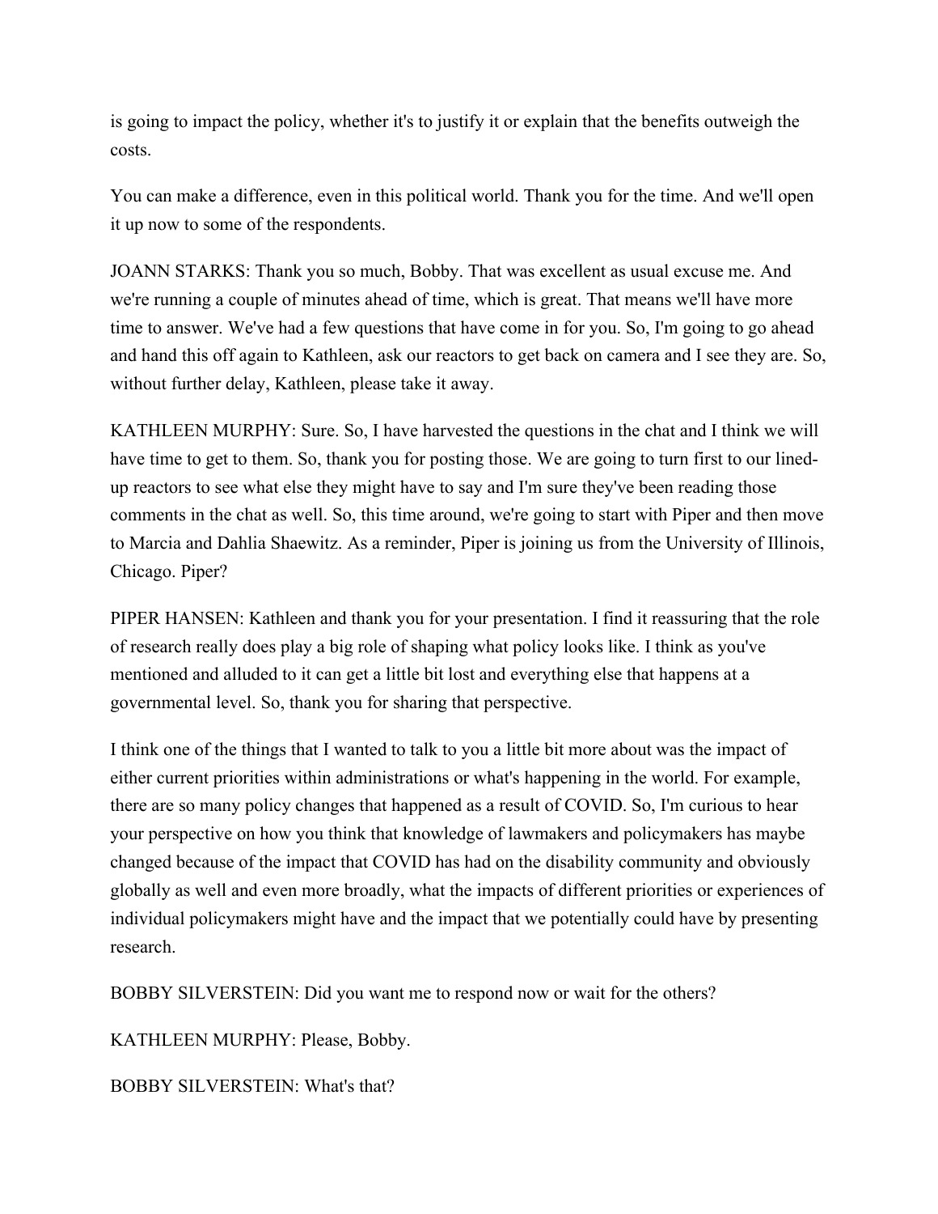is going to impact the policy, whether it's to justify it or explain that the benefits outweigh the costs.

You can make a difference, even in this political world. Thank you for the time. And we'll open it up now to some of the respondents.

JOANN STARKS: Thank you so much, Bobby. That was excellent as usual excuse me. And we're running a couple of minutes ahead of time, which is great. That means we'll have more time to answer. We've had a few questions that have come in for you. So, I'm going to go ahead and hand this off again to Kathleen, ask our reactors to get back on camera and I see they are. So, without further delay, Kathleen, please take it away.

KATHLEEN MURPHY: Sure. So, I have harvested the questions in the chat and I think we will have time to get to them. So, thank you for posting those. We are going to turn first to our lined-up reactors to see what else they might have to say and I'm sure they've been reading those comments in the chat as well. So, this time around, we're going to start with Piper and then move to Marcia and Dahlia Shaewitz. As a reminder, Piper is joining us from the University of Illinois, Chicago. Piper?

PIPER HANSEN: Kathleen and thank you for your presentation. I find it reassuring that the role of research really does play a big role of shaping what policy looks like. I think as you've mentioned and alluded to it can get a little bit lost and everything else that happens at a governmental level. So, thank you for sharing that perspective.

I think one of the things that I wanted to talk to you a little bit more about was the impact of either current priorities within administrations or what's happening in the world. For example, there are so many policy changes that happened as a result of COVID. So, I'm curious to hear your perspective on how you think that knowledge of lawmakers and policymakers has maybe changed because of the impact that COVID has had on the disability community and obviously globally as well and even more broadly, what the impacts of different priorities or experiences of individual policymakers might have and the impact that we potentially could have by presenting research.

BOBBY SILVERSTEIN: Did you want me to respond now or wait for the others?

KATHLEEN MURPHY: Please, Bobby.

BOBBY SILVERSTEIN: What's that?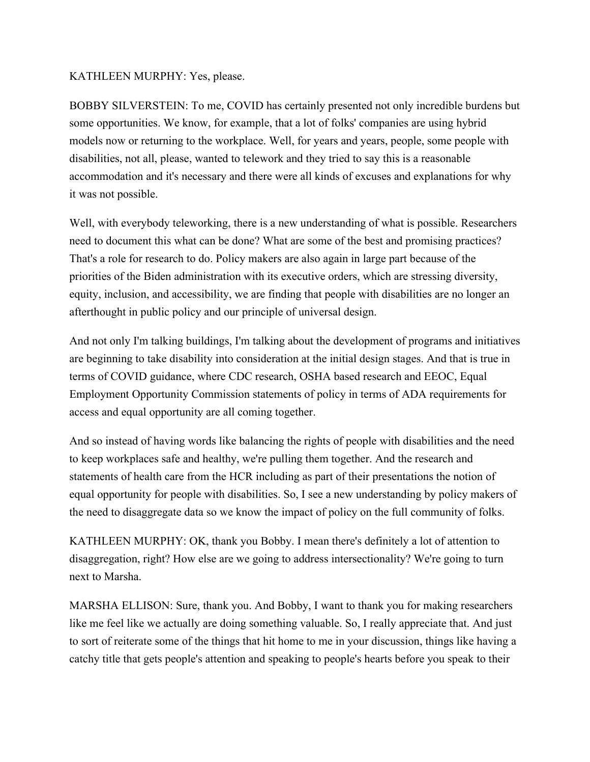KATHLEEN MURPHY: Yes, please.

BOBBY SILVERSTEIN: To me, COVID has certainly presented not only incredible burdens but some opportunities. We know, for example, that a lot of folks' companies are using hybrid models now or returning to the workplace. Well, for years and years, people, some people with disabilities, not all, please, wanted to telework and they tried to say this is a reasonable accommodation and it's necessary and there were all kinds of excuses and explanations for why it was not possible.

Well, with everybody teleworking, there is a new understanding of what is possible. Researchers need to document this what can be done? What are some of the best and promising practices? That's a role for research to do. Policy makers are also again in large part because of the priorities of the Biden administration with its executive orders, which are stressing diversity, equity, inclusion, and accessibility, we are finding that people with disabilities are no longer an afterthought in public policy and our principle of universal design.

And not only I'm talking buildings, I'm talking about the development of programs and initiatives are beginning to take disability into consideration at the initial design stages. And that is true in terms of COVID guidance, where CDC research, OSHA based research and EEOC, Equal Employment Opportunity Commission statements of policy in terms of ADA requirements for access and equal opportunity are all coming together.

And so instead of having words like balancing the rights of people with disabilities and the need to keep workplaces safe and healthy, we're pulling them together. And the research and statements of health care from the HCR including as part of their presentations the notion of equal opportunity for people with disabilities. So, I see a new understanding by policy makers of the need to disaggregate data so we know the impact of policy on the full community of folks.

KATHLEEN MURPHY: OK, thank you Bobby. I mean there's definitely a lot of attention to disaggregation, right? How else are we going to address intersectionality? We're going to turn next to Marsha.

MARSHA ELLISON: Sure, thank you. And Bobby, I want to thank you for making researchers like me feel like we actually are doing something valuable. So, I really appreciate that. And just to sort of reiterate some of the things that hit home to me in your discussion, things like having a catchy title that gets people's attention and speaking to people's hearts before you speak to their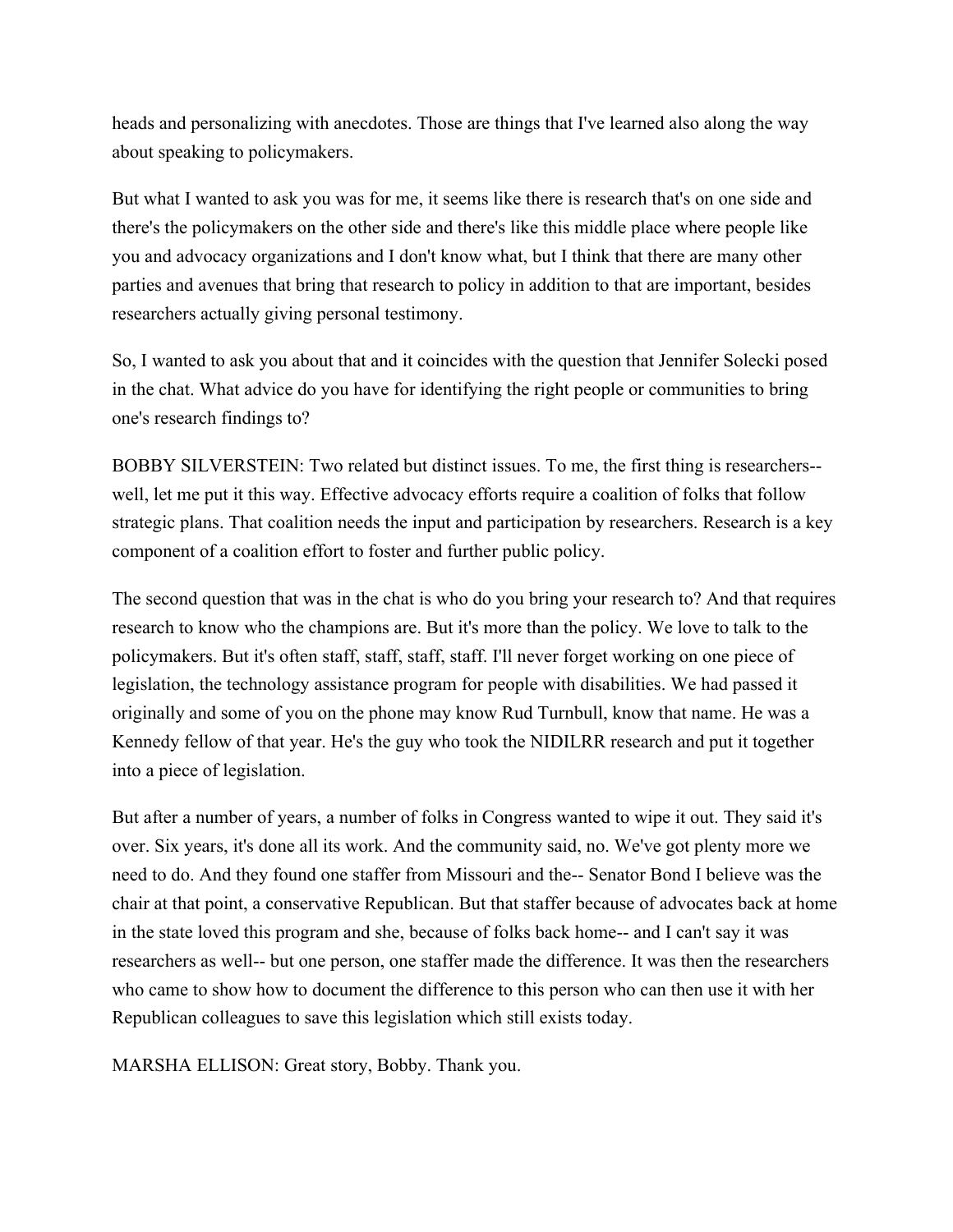heads and personalizing with anecdotes. Those are things that I've learned also along the way about speaking to policymakers.

But what I wanted to ask you was for me, it seems like there is research that's on one side and there's the policymakers on the other side and there's like this middle place where people like you and advocacy organizations and I don't know what, but I think that there are many other parties and avenues that bring that research to policy in addition to that are important, besides researchers actually giving personal testimony.

So, I wanted to ask you about that and it coincides with the question that Jennifer Solecki posed in the chat. What advice do you have for identifying the right people or communities to bring one's research findings to?

BOBBY SILVERSTEIN: Two related but distinct issues. To me, the first thing is researchers-- well, let me put it this way. Effective advocacy efforts require a coalition of folks that follow strategic plans. That coalition needs the input and participation by researchers. Research is a key component of a coalition effort to foster and further public policy.

The second question that was in the chat is who do you bring your research to? And that requires research to know who the champions are. But it's more than the policy. We love to talk to the policymakers. But it's often staff, staff, staff, staff. I'll never forget working on one piece of legislation, the technology assistance program for people with disabilities. We had passed it originally and some of you on the phone may know Rud Turnbull, know that name. He was a Kennedy fellow of that year. He's the guy who took the NIDILRR research and put it together into a piece of legislation.

But after a number of years, a number of folks in Congress wanted to wipe it out. They said it's over. Six years, it's done all its work. And the community said, no. We've got plenty more we need to do. And they found one staffer from Missouri and the-- Senator Bond I believe was the chair at that point, a conservative Republican. But that staffer because of advocates back at home in the state loved this program and she, because of folks back home-- and I can't say it was researchers as well-- but one person, one staffer made the difference. It was then the researchers who came to show how to document the difference to this person who can then use it with her Republican colleagues to save this legislation which still exists today.

MARSHA ELLISON: Great story, Bobby. Thank you.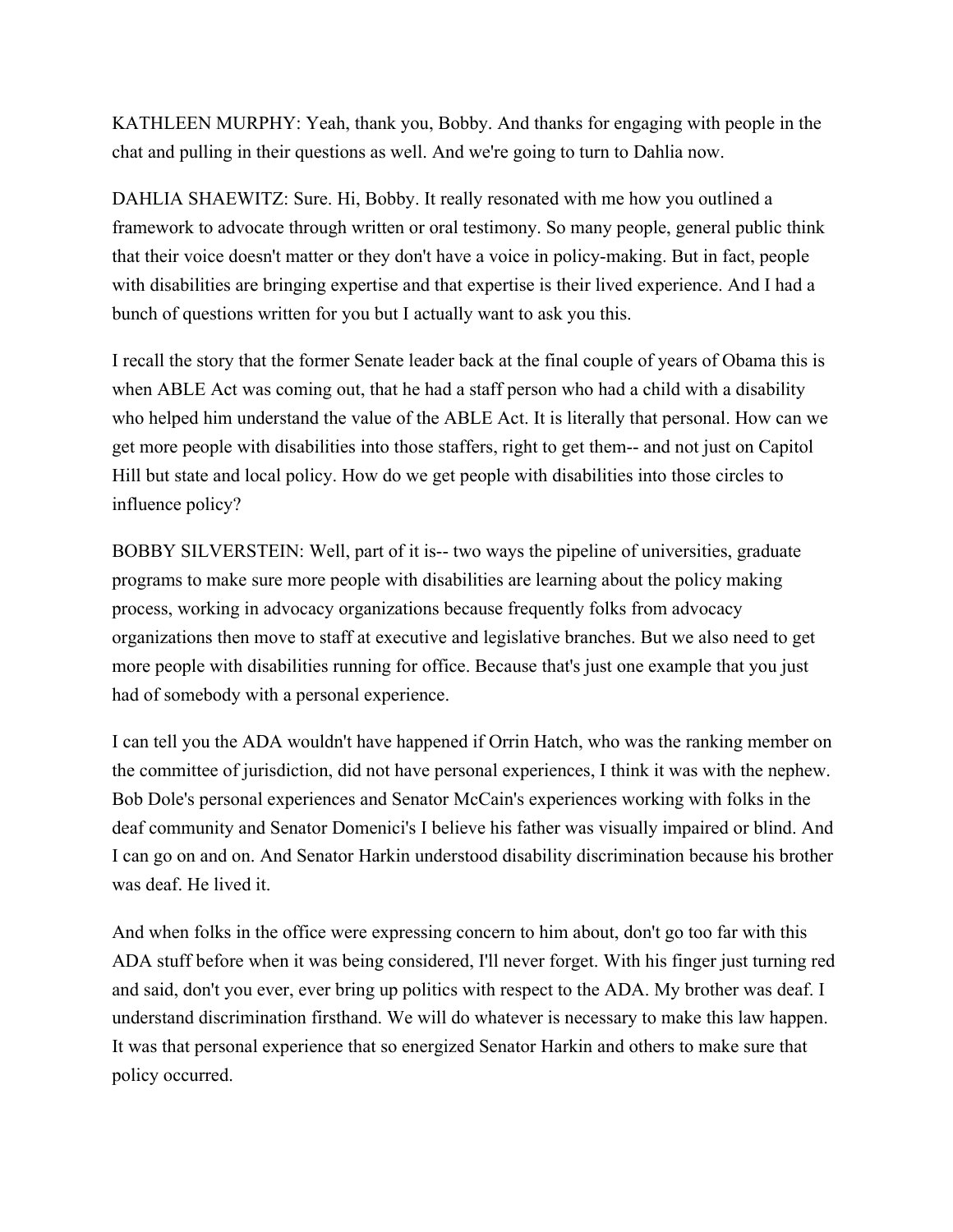KATHLEEN MURPHY: Yeah, thank you, Bobby. And thanks for engaging with people in the chat and pulling in their questions as well. And we're going to turn to Dahlia now.

DAHLIA SHAEWITZ: Sure. Hi, Bobby. It really resonated with me how you outlined a framework to advocate through written or oral testimony. So many people, general public think that their voice doesn't matter or they don't have a voice in policy-making. But in fact, people with disabilities are bringing expertise and that expertise is their lived experience. And I had a bunch of questions written for you but I actually want to ask you this.

I recall the story that the former Senate leader back at the final couple of years of Obama this is when ABLE Act was coming out, that he had a staff person who had a child with a disability who helped him understand the value of the ABLE Act. It is literally that personal. How can we get more people with disabilities into those staffers, right to get them-- and not just on Capitol Hill but state and local policy. How do we get people with disabilities into those circles to influence policy?

BOBBY SILVERSTEIN: Well, part of it is-- two ways the pipeline of universities, graduate programs to make sure more people with disabilities are learning about the policy making process, working in advocacy organizations because frequently folks from advocacy organizations then move to staff at executive and legislative branches. But we also need to get more people with disabilities running for office. Because that's just one example that you just had of somebody with a personal experience.

I can tell you the ADA wouldn't have happened if Orrin Hatch, who was the ranking member on the committee of jurisdiction, did not have personal experiences, I think it was with the nephew. Bob Dole's personal experiences and Senator McCain's experiences working with folks in the deaf community and Senator Domenici's I believe his father was visually impaired or blind. And I can go on and on. And Senator Harkin understood disability discrimination because his brother was deaf. He lived it.

And when folks in the office were expressing concern to him about, don't go too far with this ADA stuff before when it was being considered, I'll never forget. With his finger just turning red and said, don't you ever, ever bring up politics with respect to the ADA. My brother was deaf. I understand discrimination firsthand. We will do whatever is necessary to make this law happen. It was that personal experience that so energized Senator Harkin and others to make sure that policy occurred.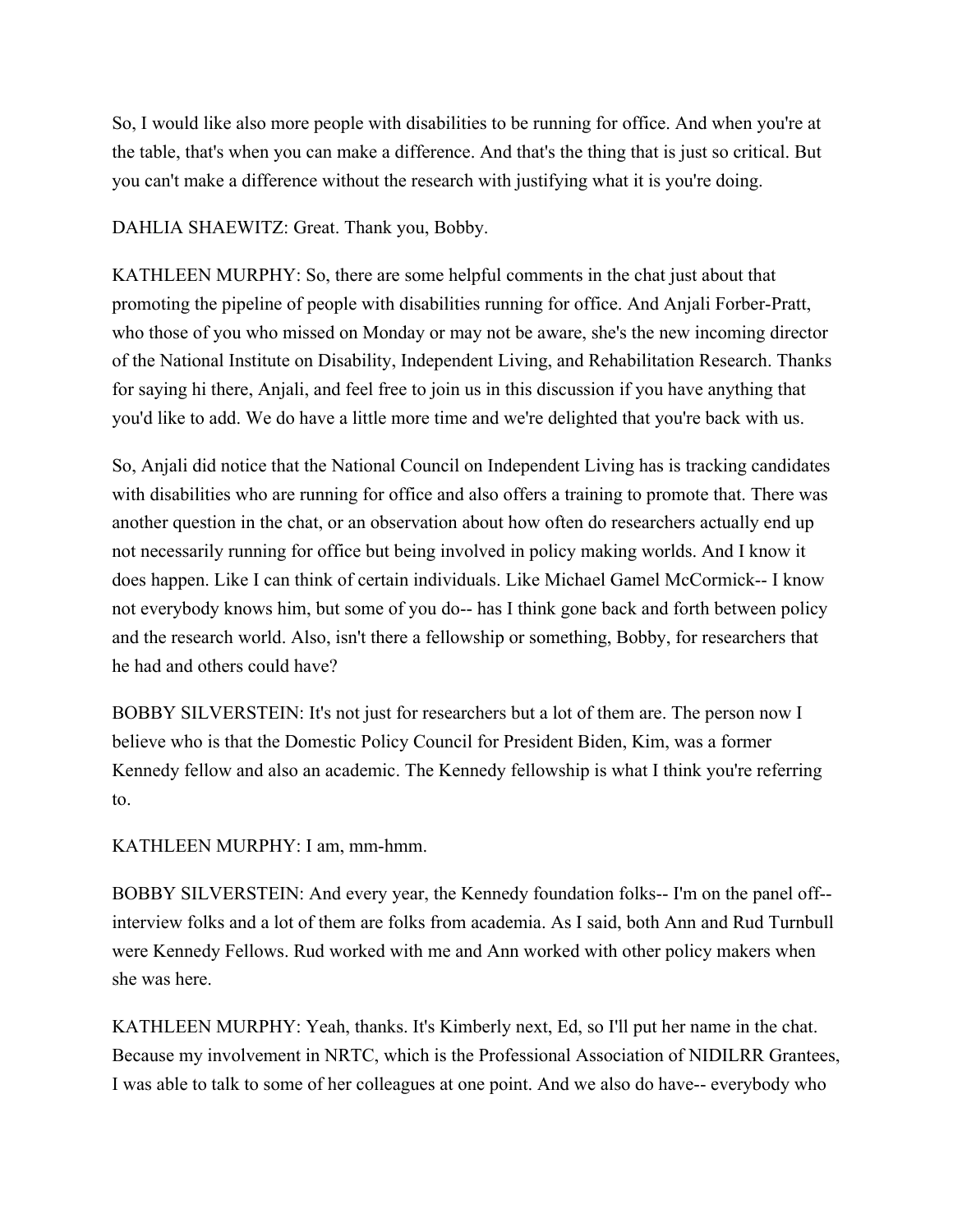So, I would like also more people with disabilities to be running for office. And when you're at the table, that's when you can make a difference. And that's the thing that is just so critical. But you can't make a difference without the research with justifying what it is you're doing.

DAHLIA SHAEWITZ: Great. Thank you, Bobby.

KATHLEEN MURPHY: So, there are some helpful comments in the chat just about that promoting the pipeline of people with disabilities running for office. And Anjali Forber-Pratt, who those of you who missed on Monday or may not be aware, she's the new incoming director of the National Institute on Disability, Independent Living, and Rehabilitation Research. Thanks for saying hi there, Anjali, and feel free to join us in this discussion if you have anything that you'd like to add. We do have a little more time and we're delighted that you're back with us.

So, Anjali did notice that the National Council on Independent Living has is tracking candidates with disabilities who are running for office and also offers a training to promote that. There was another question in the chat, or an observation about how often do researchers actually end up not necessarily running for office but being involved in policy making worlds. And I know it does happen. Like I can think of certain individuals. Like Michael Gamel McCormick-- I know not everybody knows him, but some of you do-- has I think gone back and forth between policy and the research world. Also, isn't there a fellowship or something, Bobby, for researchers that he had and others could have?

BOBBY SILVERSTEIN: It's not just for researchers but a lot of them are. The person now I believe who is that the Domestic Policy Council for President Biden, Kim, was a former Kennedy fellow and also an academic. The Kennedy fellowship is what I think you're referring to.

KATHLEEN MURPHY: I am, mm-hmm.

BOBBY SILVERSTEIN: And every year, the Kennedy foundation folks-- I'm on the panel off-- interview folks and a lot of them are folks from academia. As I said, both Ann and Rud Turnbull were Kennedy Fellows. Rud worked with me and Ann worked with other policy makers when she was here.

KATHLEEN MURPHY: Yeah, thanks. It's Kimberly next, Ed, so I'll put her name in the chat. Because my involvement in NRTC, which is the Professional Association of NIDILRR Grantees, I was able to talk to some of her colleagues at one point. And we also do have-- everybody who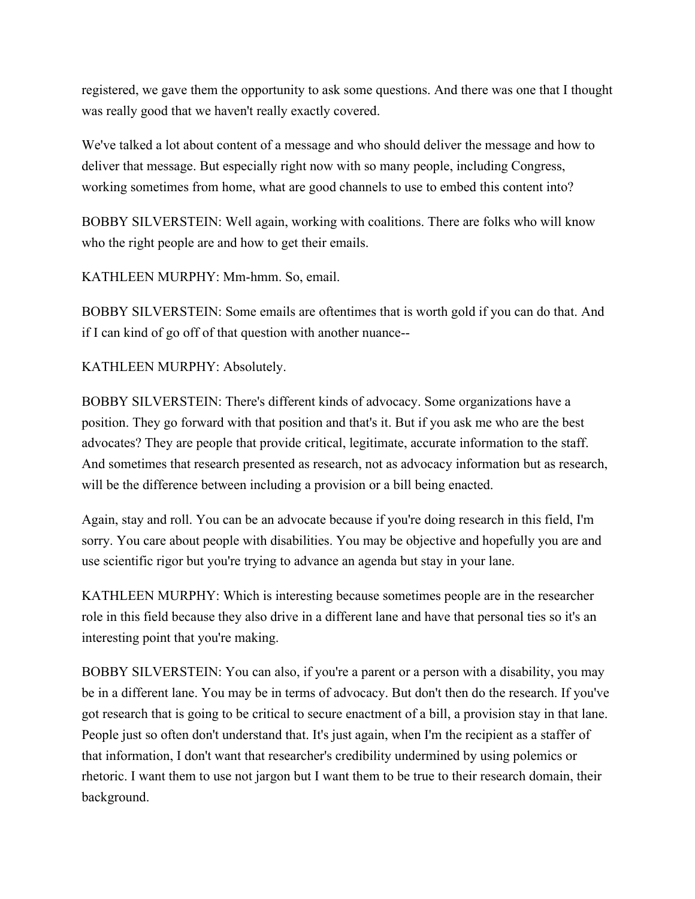registered, we gave them the opportunity to ask some questions. And there was one that I thought was really good that we haven't really exactly covered.

We've talked a lot about content of a message and who should deliver the message and how to deliver that message. But especially right now with so many people, including Congress, working sometimes from home, what are good channels to use to embed this content into?

BOBBY SILVERSTEIN: Well again, working with coalitions. There are folks who will know who the right people are and how to get their emails.

KATHLEEN MURPHY: Mm-hmm. So, email.

BOBBY SILVERSTEIN: Some emails are oftentimes that is worth gold if you can do that. And if I can kind of go off of that question with another nuance--

KATHLEEN MURPHY: Absolutely.

BOBBY SILVERSTEIN: There's different kinds of advocacy. Some organizations have a position. They go forward with that position and that's it. But if you ask me who are the best advocates? They are people that provide critical, legitimate, accurate information to the staff. And sometimes that research presented as research, not as advocacy information but as research, will be the difference between including a provision or a bill being enacted.

Again, stay and roll. You can be an advocate because if you're doing research in this field, I'm sorry. You care about people with disabilities. You may be objective and hopefully you are and use scientific rigor but you're trying to advance an agenda but stay in your lane.

KATHLEEN MURPHY: Which is interesting because sometimes people are in the researcher role in this field because they also drive in a different lane and have that personal ties so it's an interesting point that you're making.

BOBBY SILVERSTEIN: You can also, if you're a parent or a person with a disability, you may be in a different lane. You may be in terms of advocacy. But don't then do the research. If you've got research that is going to be critical to secure enactment of a bill, a provision stay in that lane. People just so often don't understand that. It's just again, when I'm the recipient as a staffer of that information, I don't want that researcher's credibility undermined by using polemics or rhetoric. I want them to use not jargon but I want them to be true to their research domain, their background.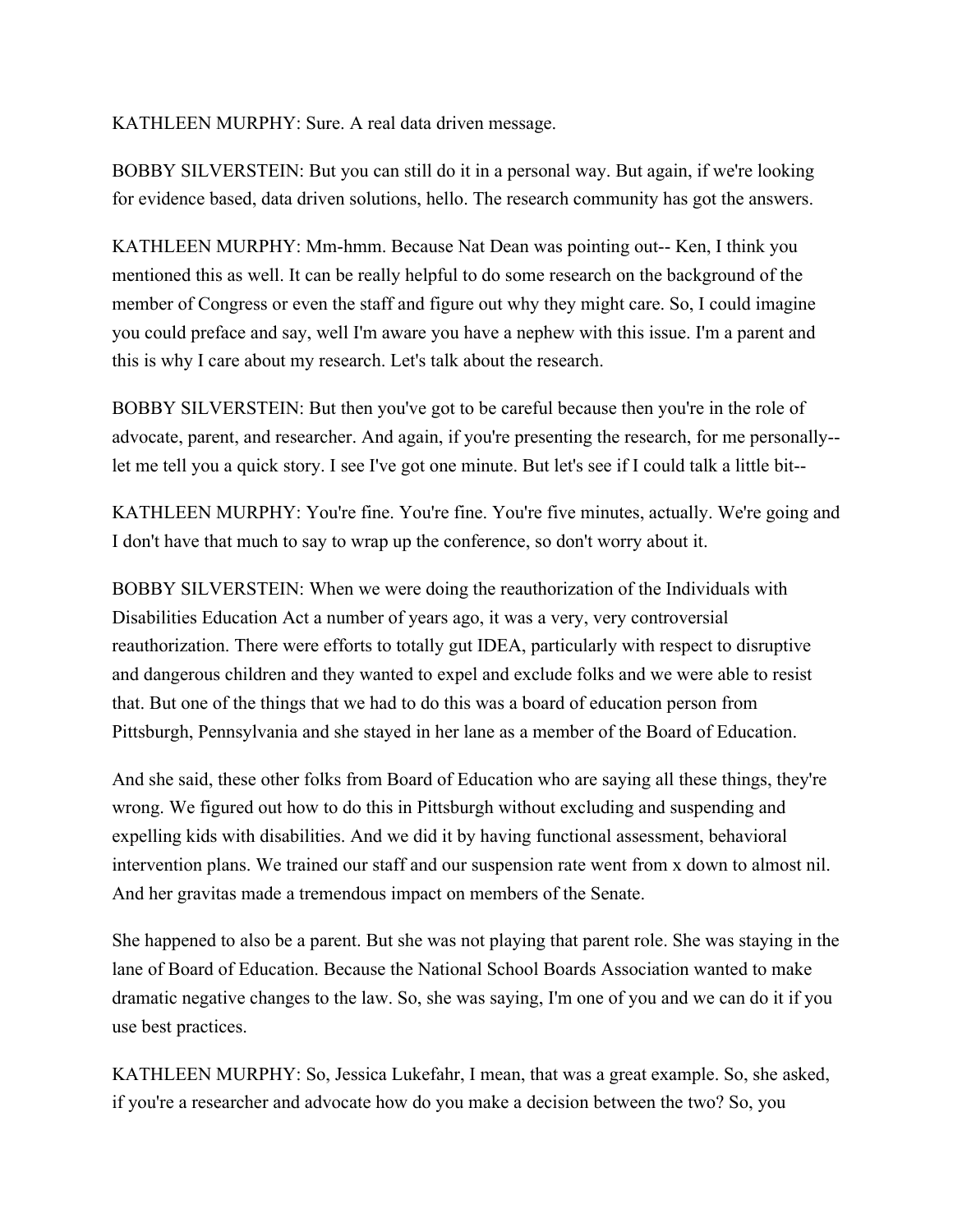KATHLEEN MURPHY: Sure. A real data driven message.

BOBBY SILVERSTEIN: But you can still do it in a personal way. But again, if we're looking for evidence based, data driven solutions, hello. The research community has got the answers.

KATHLEEN MURPHY: Mm-hmm. Because Nat Dean was pointing out-- Ken, I think you mentioned this as well. It can be really helpful to do some research on the background of the member of Congress or even the staff and figure out why they might care. So, I could imagine you could preface and say, well I'm aware you have a nephew with this issue. I'm a parent and this is why I care about my research. Let's talk about the research.

BOBBY SILVERSTEIN: But then you've got to be careful because then you're in the role of advocate, parent, and researcher. And again, if you're presenting the research, for me personally-- let me tell you a quick story. I see I've got one minute. But let's see if I could talk a little bit--

KATHLEEN MURPHY: You're fine. You're fine. You're five minutes, actually. We're going and I don't have that much to say to wrap up the conference, so don't worry about it.

BOBBY SILVERSTEIN: When we were doing the reauthorization of the Individuals with Disabilities Education Act a number of years ago, it was a very, very controversial reauthorization. There were efforts to totally gut IDEA, particularly with respect to disruptive and dangerous children and they wanted to expel and exclude folks and we were able to resist that. But one of the things that we had to do this was a board of education person from Pittsburgh, Pennsylvania and she stayed in her lane as a member of the Board of Education.

And she said, these other folks from Board of Education who are saying all these things, they're wrong. We figured out how to do this in Pittsburgh without excluding and suspending and expelling kids with disabilities. And we did it by having functional assessment, behavioral intervention plans. We trained our staff and our suspension rate went from x down to almost nil. And her gravitas made a tremendous impact on members of the Senate.

She happened to also be a parent. But she was not playing that parent role. She was staying in the lane of Board of Education. Because the National School Boards Association wanted to make dramatic negative changes to the law. So, she was saying, I'm one of you and we can do it if you use best practices.

KATHLEEN MURPHY: So, Jessica Lukefahr, I mean, that was a great example. So, she asked, if you're a researcher and advocate how do you make a decision between the two? So, you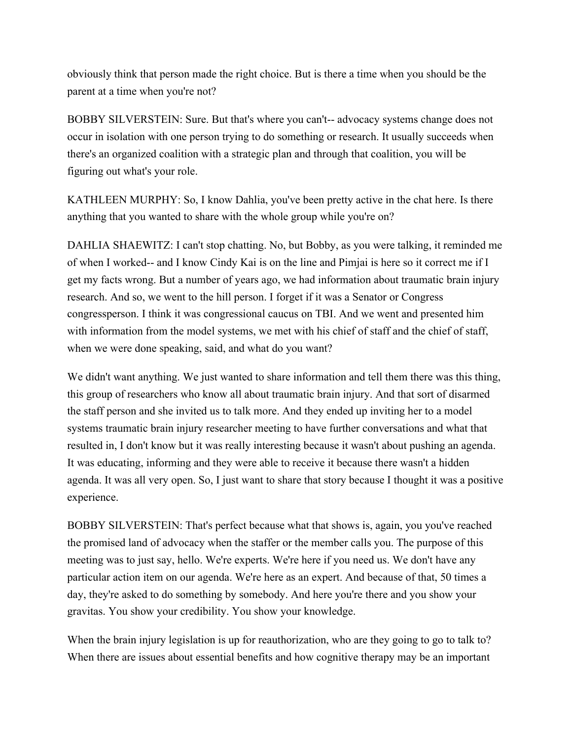obviously think that person made the right choice. But is there a time when you should be the parent at a time when you're not?

BOBBY SILVERSTEIN: Sure. But that's where you can't-- advocacy systems change does not occur in isolation with one person trying to do something or research. It usually succeeds when there's an organized coalition with a strategic plan and through that coalition, you will be figuring out what's your role.

KATHLEEN MURPHY: So, I know Dahlia, you've been pretty active in the chat here. Is there anything that you wanted to share with the whole group while you're on?

DAHLIA SHAEWITZ: I can't stop chatting. No, but Bobby, as you were talking, it reminded me of when I worked-- and I know Cindy Kai is on the line and Pimjai is here so it correct me if I get my facts wrong. But a number of years ago, we had information about traumatic brain injury research. And so, we went to the hill person. I forget if it was a Senator or Congress congresspperson. I think it was congressional caucus on TBI. And we went and presented him with information from the model systems, we met with his chief of staff and the chief of staff, when we were done speaking, said, and what do you want?

We didn't want anything. We just wanted to share information and tell them there was this thing, this group of researchers who know all about traumatic brain injury. And that sort of disarmed the staff person and she invited us to talk more. And they ended up inviting her to a model systems traumatic brain injury researcher meeting to have further conversations and what that resulted in, I don't know but it was really interesting because it wasn't about pushing an agenda. It was educating, informing and they were able to receive it because there wasn't a hidden agenda. It was all very open. So, I just want to share that story because I thought it was a positive experience.

BOBBY SILVERSTEIN: That's perfect because what that shows is, again, you you've reached the promised land of advocacy when the staffer or the member calls you. The purpose of this meeting was to just say, hello. We're experts. We're here if you need us. We don't have any particular action item on our agenda. We're here as an expert. And because of that, 50 times a day, they're asked to do something by somebody. And here you're there and you show your gravitas. You show your credibility. You show your knowledge.

When the brain injury legislation is up for reauthorization, who are they going to go to talk to? When there are issues about essential benefits and how cognitive therapy may be an important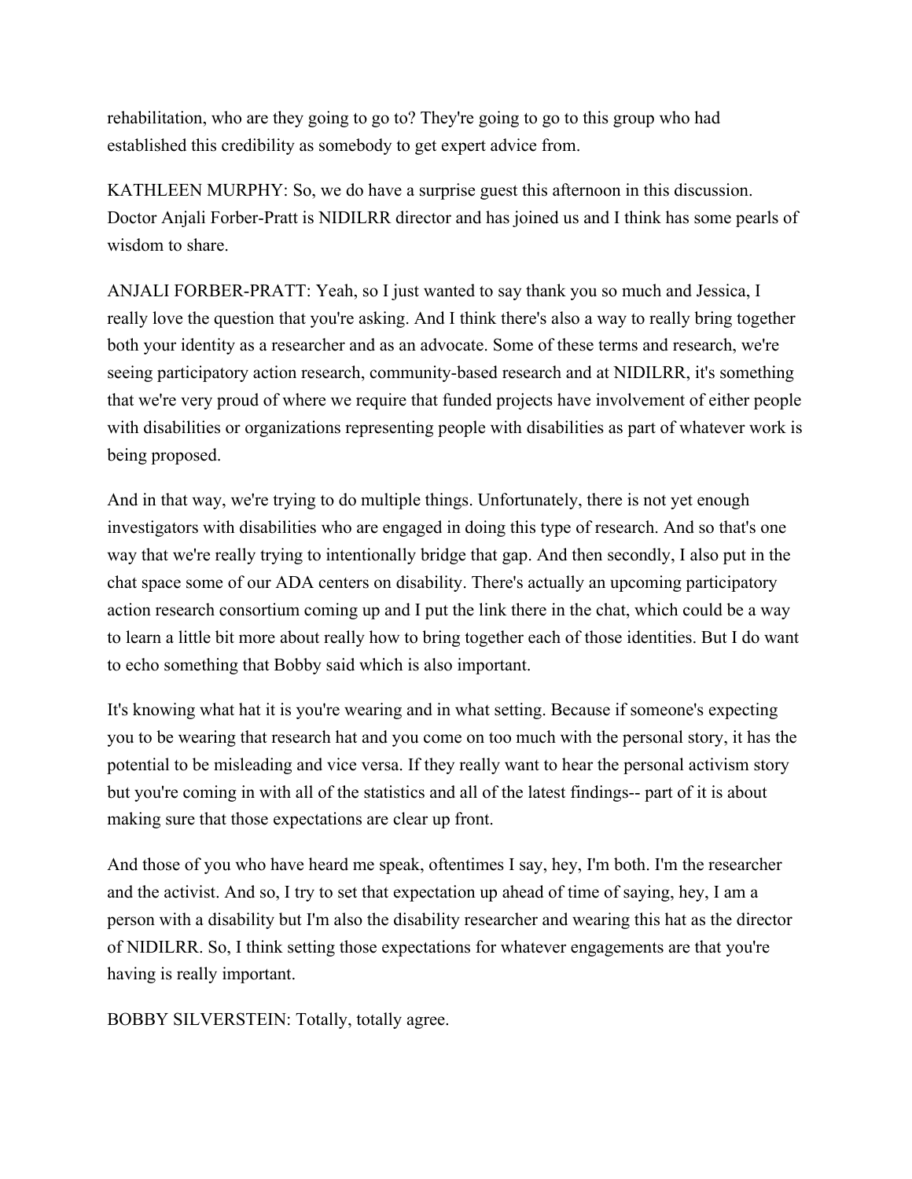rehabilitation, who are they going to go to? They're going to go to this group who had established this credibility as somebody to get expert advice from.

KATHLEEN MURPHY: So, we do have a surprise guest this afternoon in this discussion. Doctor Anjali Forber-Pratt is NIDILRR director and has joined us and I think has some pearls of wisdom to share.

ANJALI FORBER-PRATT: Yeah, so I just wanted to say thank you so much and Jessica, I really love the question that you're asking. And I think there's also a way to really bring together both your identity as a researcher and as an advocate. Some of these terms and research, we're seeing participatory action research, community-based research and at NIDILRR, it's something that we're very proud of where we require that funded projects have involvement of either people with disabilities or organizations representing people with disabilities as part of whatever work is being proposed.

And in that way, we're trying to do multiple things. Unfortunately, there is not yet enough investigators with disabilities who are engaged in doing this type of research. And so that's one way that we're really trying to intentionally bridge that gap. And then secondly, I also put in the chat space some of our ADA centers on disability. There's actually an upcoming participatory action research consortium coming up and I put the link there in the chat, which could be a way to learn a little bit more about really how to bring together each of those identities. But I do want to echo something that Bobby said which is also important.

It's knowing what hat it is you're wearing and in what setting. Because if someone's expecting you to be wearing that research hat and you come on too much with the personal story, it has the potential to be misleading and vice versa. If they really want to hear the personal activism story but you're coming in with all of the statistics and all of the latest findings-- part of it is about making sure that those expectations are clear up front.

And those of you who have heard me speak, oftentimes I say, hey, I'm both. I'm the researcher and the activist. And so, I try to set that expectation up ahead of time of saying, hey, I am a person with a disability but I'm also the disability researcher and wearing this hat as the director of NIDILRR. So, I think setting those expectations for whatever engagements are that you're having is really important.

BOBBY SILVERSTEIN: Totally, totally agree.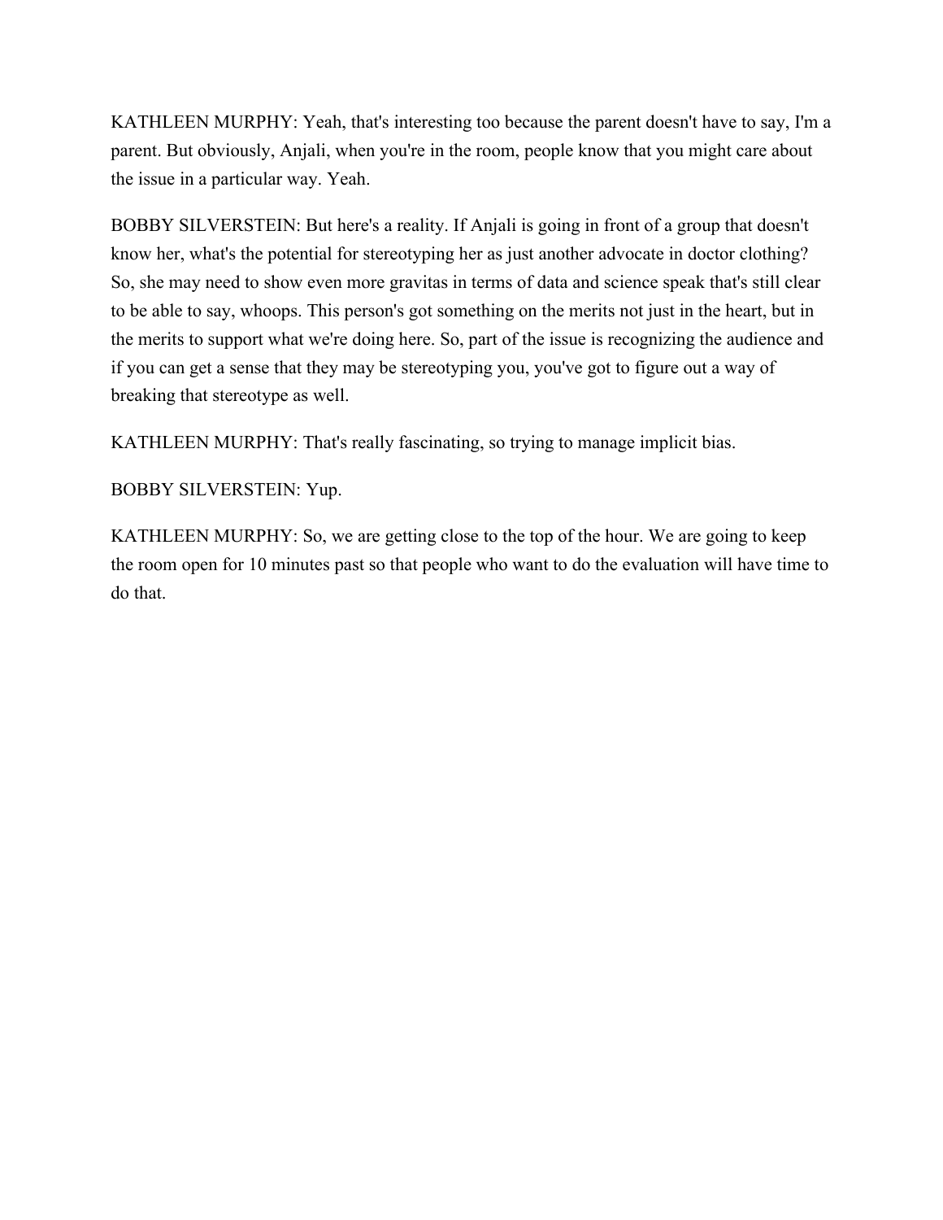KATHLEEN MURPHY: Yeah, that's interesting too because the parent doesn't have to say, I'm a parent. But obviously, Anjali, when you're in the room, people know that you might care about the issue in a particular way. Yeah.

BOBBY SILVERSTEIN: But here's a reality. If Anjali is going in front of a group that doesn't know her, what's the potential for stereotyping her as just another advocate in doctor clothing? So, she may need to show even more gravitas in terms of data and science speak that's still clear to be able to say, whoops. This person's got something on the merits not just in the heart, but in the merits to support what we're doing here. So, part of the issue is recognizing the audience and if you can get a sense that they may be stereotyping you, you've got to figure out a way of breaking that stereotype as well.

KATHLEEN MURPHY: That's really fascinating, so trying to manage implicit bias.

BOBBY SILVERSTEIN: Yup.

KATHLEEN MURPHY: So, we are getting close to the top of the hour. We are going to keep the room open for 10 minutes past so that people who want to do the evaluation will have time to do that.